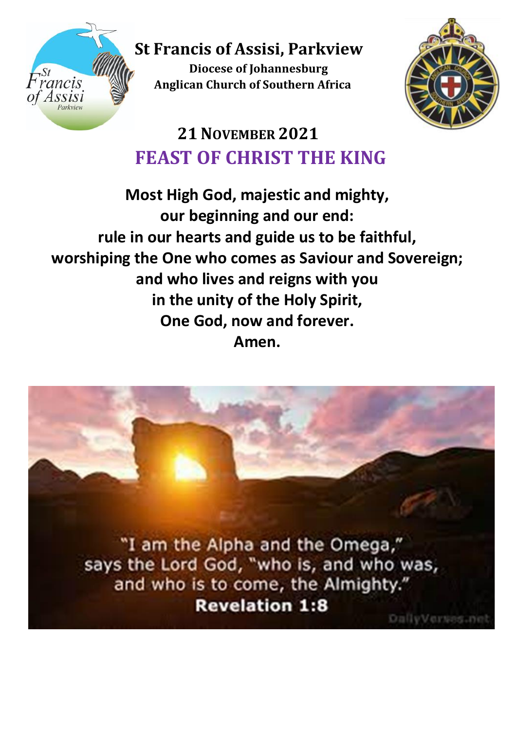# St Francis of Assisi, Parkview

**Diocese of Johannesburg**
**Anglican Church of Southern Africa**

## 21 November 2021

## FEAST OF CHRIST THE KING

**Most High God, majestic and mighty,**
**our beginning and our end:**
**rule in our hearts and guide us to be faithful,**
**worshiping the One who comes as Saviour and Sovereign;**
**and who lives and reigns with you**
**in the unity of the Holy Spirit,**
**One God, now and forever.**
**Amen.**

"I am the Alpha and the Omega," says the Lord God, "who is, and who was, and who is to come, the Almighty."
**Revelation 1:8**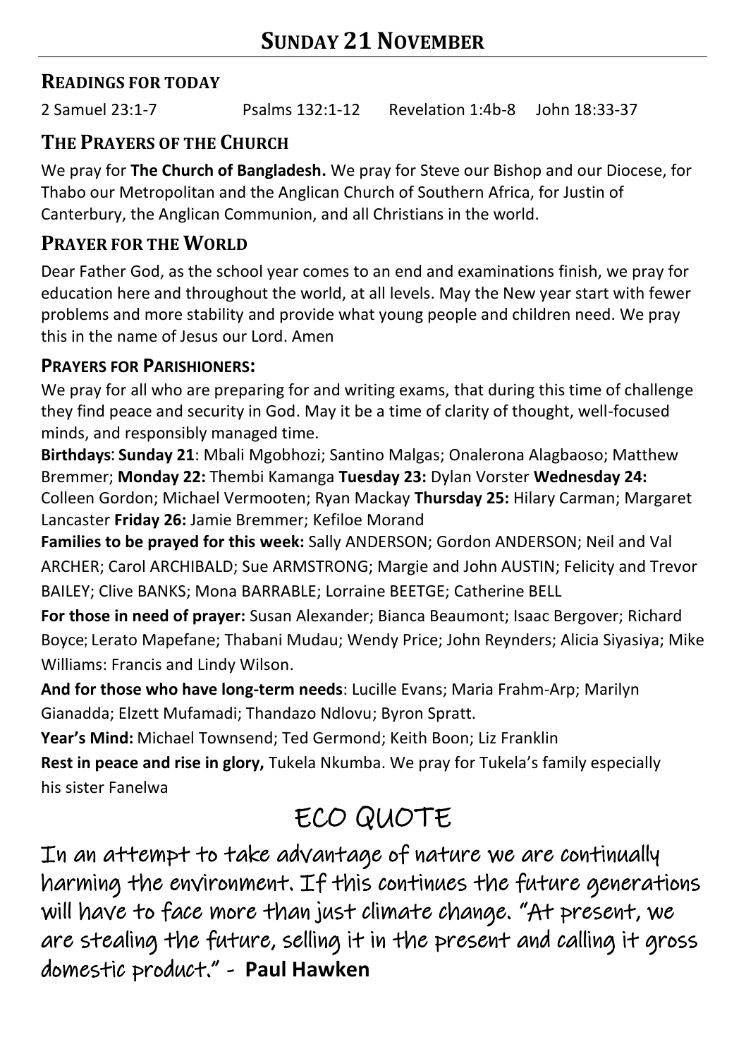# SUNDAY 21 NOVEMBER

## READINGS FOR TODAY

2 Samuel 23:1-7 Psalms 132:1-12 Revelation 1:4b-8 John 18:33-37

## THE PRAYERS OF THE CHURCH

We pray for **The Church of Bangladesh.** We pray for Steve our Bishop and our Diocese, for Thabo our Metropolitan and the Anglican Church of Southern Africa, for Justin of Canterbury, the Anglican Communion, and all Christians in the world.

## PRAYER FOR THE WORLD

Dear Father God, as the school year comes to an end and examinations finish, we pray for education here and throughout the world, at all levels. May the New year start with fewer problems and more stability and provide what young people and children need. We pray this in the name of Jesus our Lord. Amen

### PRAYERS FOR PARISHIONERS:

We pray for all who are preparing for and writing exams, that during this time of challenge they find peace and security in God. May it be a time of clarity of thought, well-focused minds, and responsibly managed time.

**Birthdays**: **Sunday 21**: Mbali Mgobhozi; Santino Malgas; Onalerona Alagbaoso; Matthew Bremmer; **Monday 22:** Thembi Kamanga **Tuesday 23:** Dylan Vorster **Wednesday 24:** Colleen Gordon; Michael Vermooten; Ryan Mackay **Thursday 25:** Hilary Carman; Margaret Lancaster **Friday 26:** Jamie Bremmer; Kefiloe Morand

**Families to be prayed for this week:** Sally ANDERSON; Gordon ANDERSON; Neil and Val ARCHER; Carol ARCHIBALD; Sue ARMSTRONG; Margie and John AUSTIN; Felicity and Trevor BAILEY; Clive BANKS; Mona BARRABLE; Lorraine BEETGE; Catherine BELL

**For those in need of prayer:** Susan Alexander; Bianca Beaumont; Isaac Bergover; Richard Boyce; Lerato Mapefane; Thabani Mudau; Wendy Price; John Reynders; Alicia Siyasiya; Mike Williams: Francis and Lindy Wilson.

**And for those who have long-term needs**: Lucille Evans; Maria Frahm-Arp; Marilyn Gianadda; Elzett Mufamadi; Thandazo Ndlovu; Byron Spratt.

**Year's Mind:** Michael Townsend; Ted Germond; Keith Boon; Liz Franklin

**Rest in peace and rise in glory,** Tukela Nkumba. We pray for Tukela's family especially his sister Fanelwa

# ECO QUOTE

In an attempt to take advantage of nature we are continually harming the environment. If this continues the future generations will have to face more than just climate change. "At present, we are stealing the future, selling it in the present and calling it gross domestic product." - **Paul Hawken**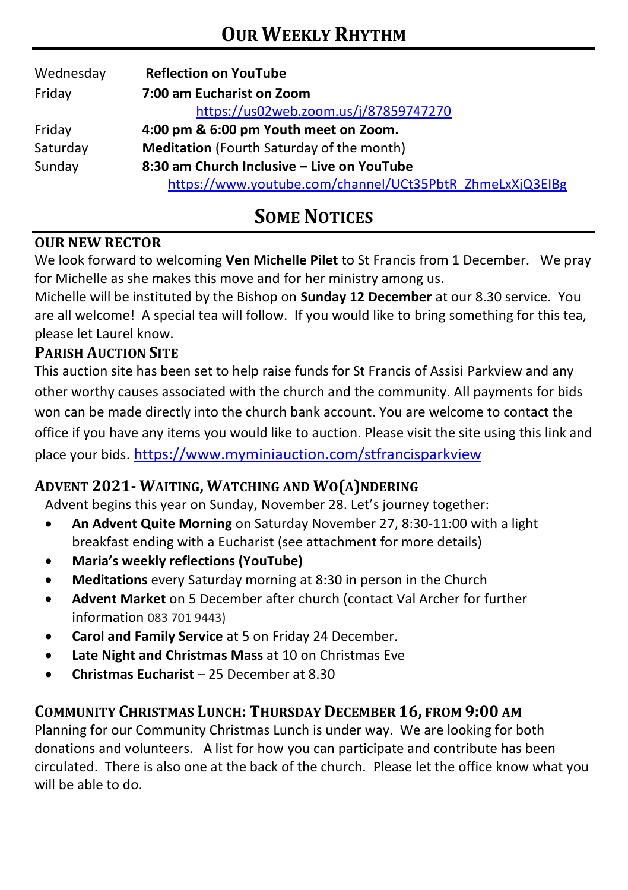# Our Weekly Rhythm

| | |
|---|---|
| Wednesday | **Reflection on YouTube** |
| Friday | **7:00 am Eucharist on Zoom** https://us02web.zoom.us/j/87859747270 |
| Friday | **4:00 pm & 6:00 pm Youth meet on Zoom.** |
| Saturday | **Meditation** (Fourth Saturday of the month) |
| Sunday | **8:30 am Church Inclusive – Live on YouTube** https://www.youtube.com/channel/UCt35PbtR_ZhmeLxXjQ3EIBg |

# Some Notices

### OUR NEW RECTOR

We look forward to welcoming **Ven Michelle Pilet** to St Francis from 1 December. We pray for Michelle as she makes this move and for her ministry among us.
Michelle will be instituted by the Bishop on **Sunday 12 December** at our 8.30 service. You are all welcome! A special tea will follow. If you would like to bring something for this tea, please let Laurel know.

### Parish Auction Site

This auction site has been set to help raise funds for St Francis of Assisi Parkview and any other worthy causes associated with the church and the community. All payments for bids won can be made directly into the church bank account. You are welcome to contact the office if you have any items you would like to auction. Please visit the site using this link and place your bids. https://www.myminiauction.com/stfrancisparkview

### Advent 2021- Waiting, Watching and Wo(a)ndering

Advent begins this year on Sunday, November 28. Let's journey together:

- **An Advent Quite Morning** on Saturday November 27, 8:30-11:00 with a light breakfast ending with a Eucharist (see attachment for more details)
- **Maria's weekly reflections (YouTube)**
- **Meditations** every Saturday morning at 8:30 in person in the Church
- **Advent Market** on 5 December after church (contact Val Archer for further information 083 701 9443)
- **Carol and Family Service** at 5 on Friday 24 December.
- **Late Night and Christmas Mass** at 10 on Christmas Eve
- **Christmas Eucharist** – 25 December at 8.30

### Community Christmas Lunch: Thursday December 16, from 9:00 am

Planning for our Community Christmas Lunch is under way. We are looking for both donations and volunteers. A list for how you can participate and contribute has been circulated. There is also one at the back of the church. Please let the office know what you will be able to do.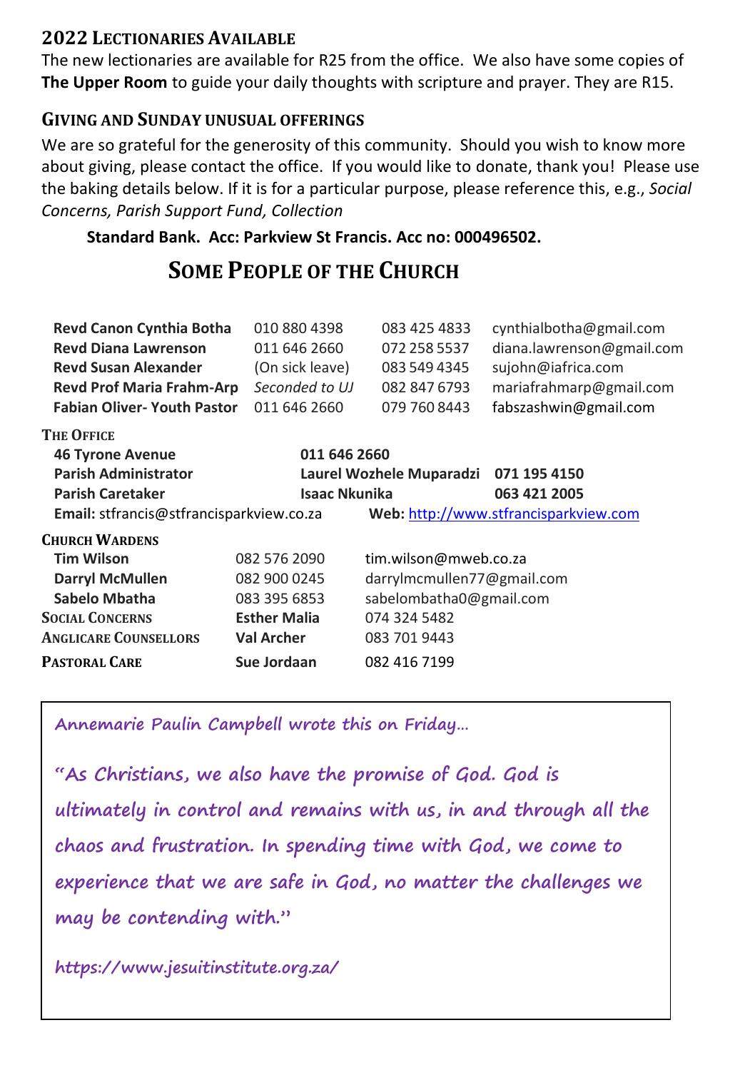## 2022 Lectionaries Available

The new lectionaries are available for R25 from the office. We also have some copies of **The Upper Room** to guide your daily thoughts with scripture and prayer. They are R15.

## Giving and Sunday unusual offerings

We are so grateful for the generosity of this community. Should you wish to know more about giving, please contact the office. If you would like to donate, thank you! Please use the baking details below. If it is for a particular purpose, please reference this, e.g., *Social Concerns, Parish Support Fund, Collection*

**Standard Bank. Acc: Parkview St Francis. Acc no: 000496502.**

# Some People of the Church

| | | | |
|---|---|---|---|
| **Revd Canon Cynthia Botha** | 010 880 4398 | 083 425 4833 | cynthialbotha@gmail.com |
| **Revd Diana Lawrenson** | 011 646 2660 | 072 258 5537 | diana.lawrenson@gmail.com |
| **Revd Susan Alexander** | (On sick leave) | 083 549 4345 | sujohn@iafrica.com |
| **Revd Prof Maria Frahm-Arp** | *Seconded to UJ* | 082 847 6793 | mariafrahmarp@gmail.com |
| **Fabian Oliver- Youth Pastor** | 011 646 2660 | 079 760 8443 | fabszashwin@gmail.com |

### The Office

| | | |
|---|---|---|
| **46 Tyrone Avenue** | **011 646 2660** | |
| **Parish Administrator** | **Laurel Wozhele Muparadzi** | **071 195 4150** |
| **Parish Caretaker** | **Isaac Nkunika** | **063 421 2005** |

**Email:** stfrancis@stfrancisparkview.co.za **Web:** http://www.stfrancisparkview.com

### Church Wardens

| | | |
|---|---|---|
| **Tim Wilson** | 082 576 2090 | tim.wilson@mweb.co.za |
| **Darryl McMullen** | 082 900 0245 | darrylmcmullen77@gmail.com |
| **Sabelo Mbatha** | 083 395 6853 | sabelombatha0@gmail.com |

| | | |
|---|---|---|
| **Social Concerns** | **Esther Malia** | 074 324 5482 |
| **Anglicare Counsellors** | **Val Archer** | 083 701 9443 |
| **Pastoral Care** | **Sue Jordaan** | 082 416 7199 |

Annemarie Paulin Campbell wrote this on Friday…

"As Christians, we also have the promise of God. God is ultimately in control and remains with us, in and through all the chaos and frustration. In spending time with God, we come to experience that we are safe in God, no matter the challenges we may be contending with."

https://www.jesuitinstitute.org.za/